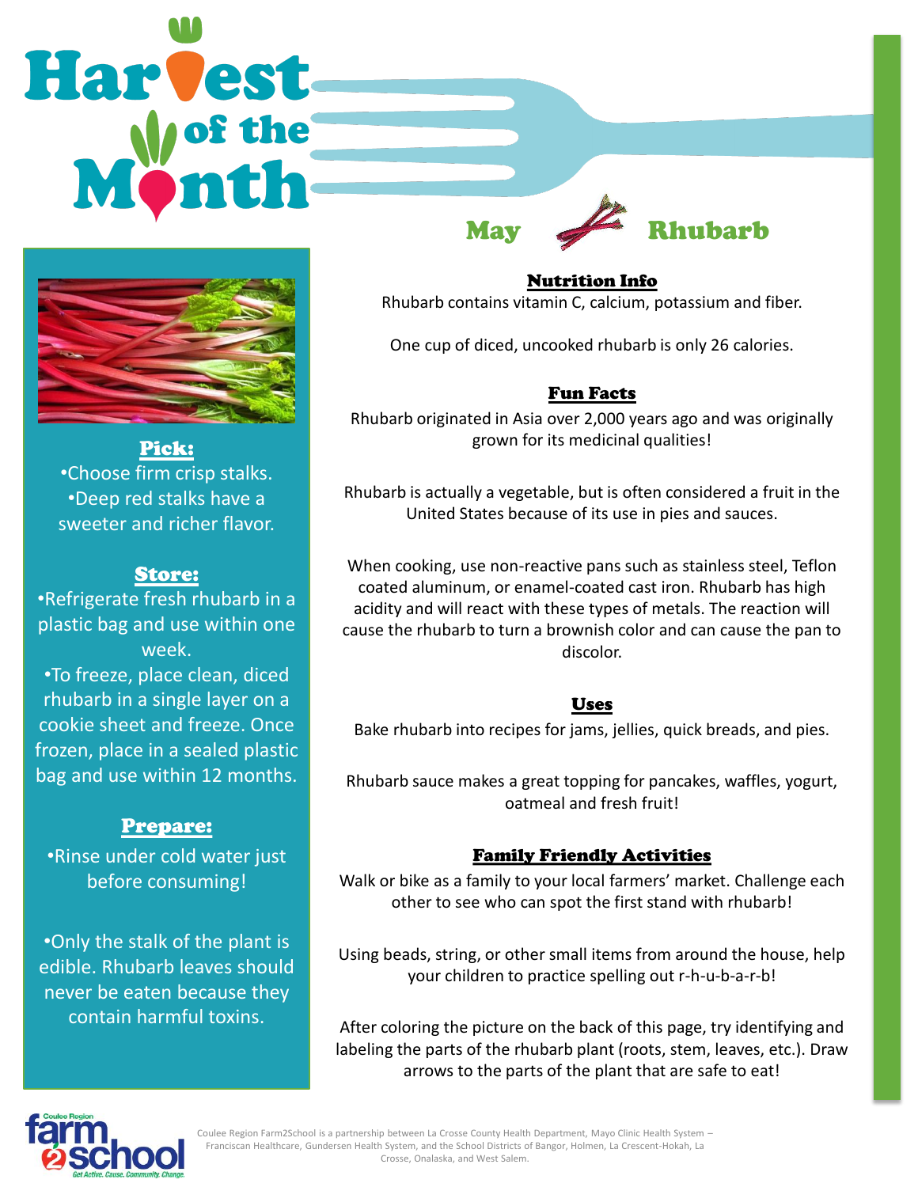# Harvest of the Month

## May — Rhubarb

### Pick:

- Choose firm crisp stalks.
- Deep red stalks have a sweeter and richer flavor.

### Store:

- Refrigerate fresh rhubarb in a plastic bag and use within one week.
- To freeze, place clean, diced rhubarb in a single layer on a cookie sheet and freeze. Once frozen, place in a sealed plastic bag and use within 12 months.

### Prepare:

- Rinse under cold water just before consuming!
- Only the stalk of the plant is edible. Rhubarb leaves should never be eaten because they contain harmful toxins.

### Nutrition Info

Rhubarb contains vitamin C, calcium, potassium and fiber.

One cup of diced, uncooked rhubarb is only 26 calories.

### Fun Facts

Rhubarb originated in Asia over 2,000 years ago and was originally grown for its medicinal qualities!

Rhubarb is actually a vegetable, but is often considered a fruit in the United States because of its use in pies and sauces.

When cooking, use non-reactive pans such as stainless steel, Teflon coated aluminum, or enamel-coated cast iron. Rhubarb has high acidity and will react with these types of metals. The reaction will cause the rhubarb to turn a brownish color and can cause the pan to discolor.

### Uses

Bake rhubarb into recipes for jams, jellies, quick breads, and pies.

Rhubarb sauce makes a great topping for pancakes, waffles, yogurt, oatmeal and fresh fruit!

### Family Friendly Activities

Walk or bike as a family to your local farmers' market. Challenge each other to see who can spot the first stand with rhubarb!

Using beads, string, or other small items from around the house, help your children to practice spelling out r-h-u-b-a-r-b!

After coloring the picture on the back of this page, try identifying and labeling the parts of the rhubarb plant (roots, stem, leaves, etc.). Draw arrows to the parts of the plant that are safe to eat!

Coulee Region farm2school — Get Active. Cause. Community. Change.

Coulee Region Farm2School is a partnership between La Crosse County Health Department, Mayo Clinic Health System – Franciscan Healthcare, Gundersen Health System, and the School Districts of Bangor, Holmen, La Crescent-Hokah, La Crosse, Onalaska, and West Salem.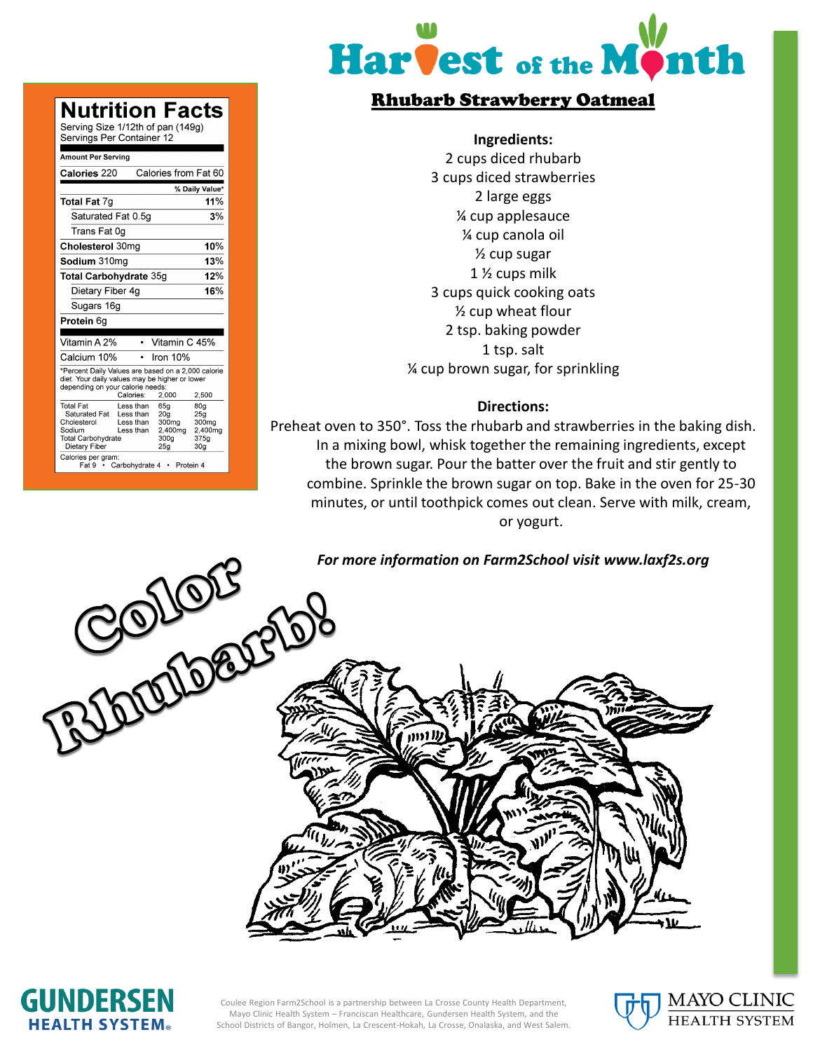# Harvest of the Month

## Rhubarb Strawberry Oatmeal

**Ingredients:**

2 cups diced rhubarb
3 cups diced strawberries
2 large eggs
¼ cup applesauce
¼ cup canola oil
½ cup sugar
1 ½ cups milk
3 cups quick cooking oats
½ cup wheat flour
2 tsp. baking powder
1 tsp. salt
¼ cup brown sugar, for sprinkling

**Directions:**

Preheat oven to 350°. Toss the rhubarb and strawberries in the baking dish. In a mixing bowl, whisk together the remaining ingredients, except the brown sugar. Pour the batter over the fruit and stir gently to combine. Sprinkle the brown sugar on top. Bake in the oven for 25-30 minutes, or until toothpick comes out clean. Serve with milk, cream, or yogurt.

***For more information on Farm2School visit www.laxf2s.org***

## Nutrition Facts

Serving Size 1/12th of pan (149g)
Servings Per Container 12

| Amount Per Serving | |
|---|---|
| **Calories** 220 | Calories from Fat 60 |
| | **% Daily Value*** |
| **Total Fat** 7g | **11%** |
| Saturated Fat 0.5g | **3%** |
| Trans Fat 0g | |
| **Cholesterol** 30mg | **10%** |
| **Sodium** 310mg | **13%** |
| **Total Carbohydrate** 35g | **12%** |
| Dietary Fiber 4g | **16%** |
| Sugars 16g | |
| **Protein** 6g | |
| Vitamin A 2% | Vitamin C 45% |
| Calcium 10% | Iron 10% |

*Percent Daily Values are based on a 2,000 calorie diet. Your daily values may be higher or lower depending on your calorie needs:

| | Calories: | 2,000 | 2,500 |
|---|---|---|---|
| Total Fat | Less than | 65g | 80g |
| Saturated Fat | Less than | 20g | 25g |
| Cholesterol | Less than | 300mg | 300mg |
| Sodium | Less than | 2,400mg | 2,400mg |
| Total Carbohydrate | | 300g | 375g |
| Dietary Fiber | | 25g | 30g |

Calories per gram:
Fat 9 • Carbohydrate 4 • Protein 4

**Color Rhubarb!**

Coulee Region Farm2School is a partnership between La Crosse County Health Department, Mayo Clinic Health System – Franciscan Healthcare, Gundersen Health System, and the School Districts of Bangor, Holmen, La Crescent-Hokah, La Crosse, Onalaska, and West Salem.

GUNDERSEN HEALTH SYSTEM

MAYO CLINIC HEALTH SYSTEM